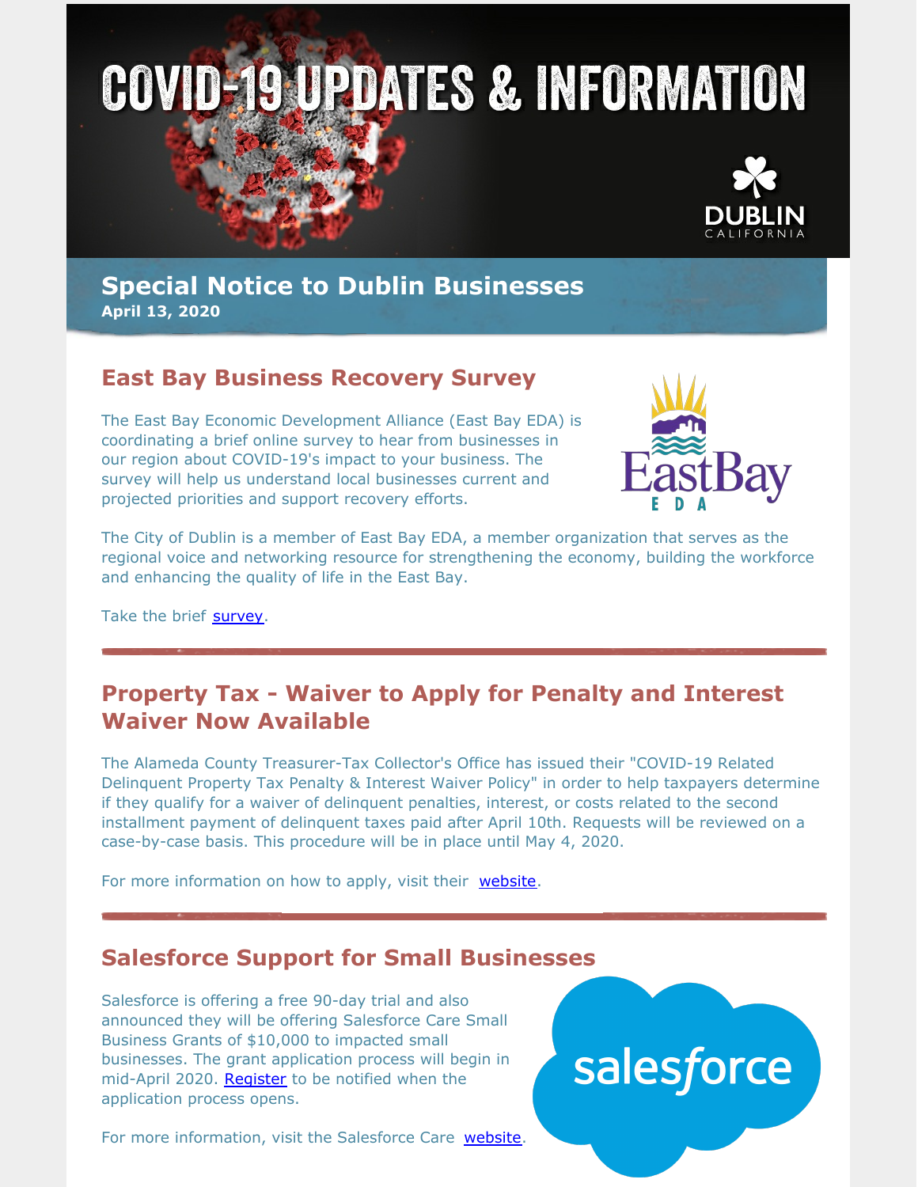# COVID-19 UPDATES & INFORMATION

DUBLIN CALIFORNIA

## Special Notice to Dublin Businesses

**April 13, 2020**

## East Bay Business Recovery Survey

The East Bay Economic Development Alliance (East Bay EDA) is coordinating a brief online survey to hear from businesses in our region about COVID-19's impact to your business. The survey will help us understand local businesses current and projected priorities and support recovery efforts.

The City of Dublin is a member of East Bay EDA, a member organization that serves as the regional voice and networking resource for strengthening the economy, building the workforce and enhancing the quality of life in the East Bay.

Take the brief survey.

## Property Tax - Waiver to Apply for Penalty and Interest Waiver Now Available

The Alameda County Treasurer-Tax Collector's Office has issued their "COVID-19 Related Delinquent Property Tax Penalty & Interest Waiver Policy" in order to help taxpayers determine if they qualify for a waiver of delinquent penalties, interest, or costs related to the second installment payment of delinquent taxes paid after April 10th. Requests will be reviewed on a case-by-case basis. This procedure will be in place until May 4, 2020.

For more information on how to apply, visit their website.

## Salesforce Support for Small Businesses

Salesforce is offering a free 90-day trial and also announced they will be offering Salesforce Care Small Business Grants of $10,000 to impacted small businesses. The grant application process will begin in mid-April 2020. Register to be notified when the application process opens.

For more information, visit the Salesforce Care website.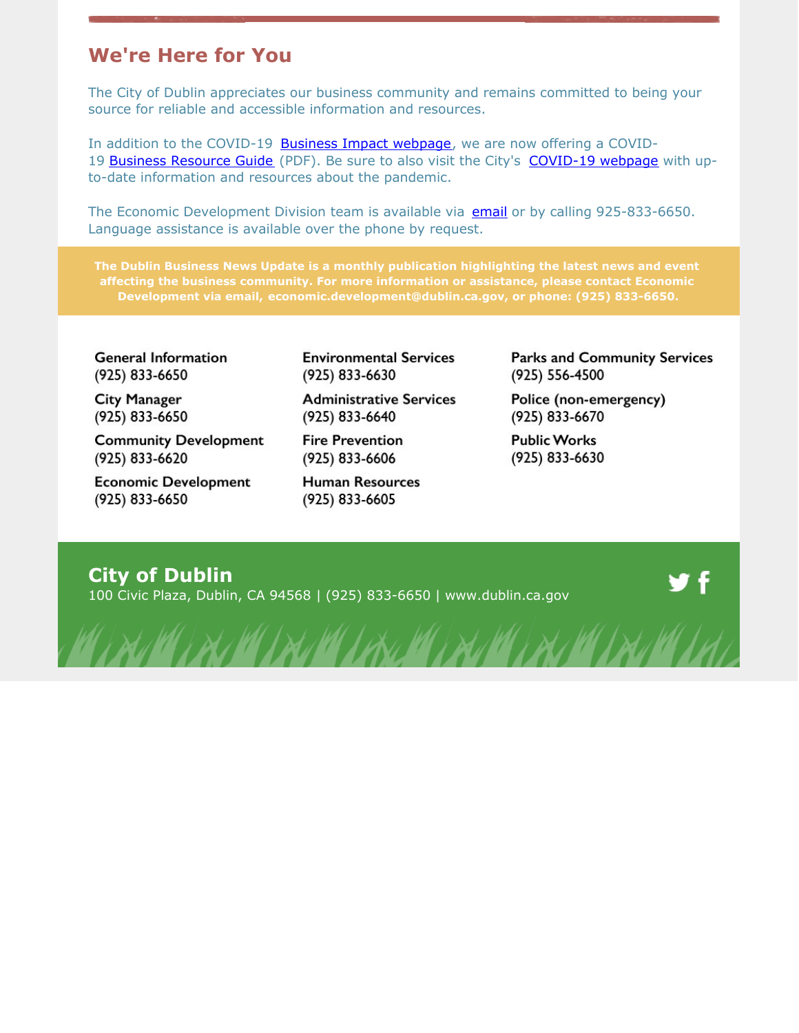## We're Here for You

The City of Dublin appreciates our business community and remains committed to being your source for reliable and accessible information and resources.

In addition to the COVID-19 Business Impact webpage, we are now offering a COVID-19 Business Resource Guide (PDF). Be sure to also visit the City's COVID-19 webpage with up-to-date information and resources about the pandemic.

The Economic Development Division team is available via email or by calling 925-833-6650. Language assistance is available over the phone by request.

**The Dublin Business News Update is a monthly publication highlighting the latest news and event affecting the business community. For more information or assistance, please contact Economic Development via email, economic.development@dublin.ca.gov, or phone: (925) 833-6650.**

**General Information**
(925) 833-6650

**City Manager**
(925) 833-6650

**Community Development**
(925) 833-6620

**Economic Development**
(925) 833-6650

**Environmental Services**
(925) 833-6630

**Administrative Services**
(925) 833-6640

**Fire Prevention**
(925) 833-6606

**Human Resources**
(925) 833-6605

**Parks and Community Services**
(925) 556-4500

**Police (non-emergency)**
(925) 833-6670

**Public Works**
(925) 833-6630

**City of Dublin**
100 Civic Plaza, Dublin, CA 94568 | (925) 833-6650 | www.dublin.ca.gov